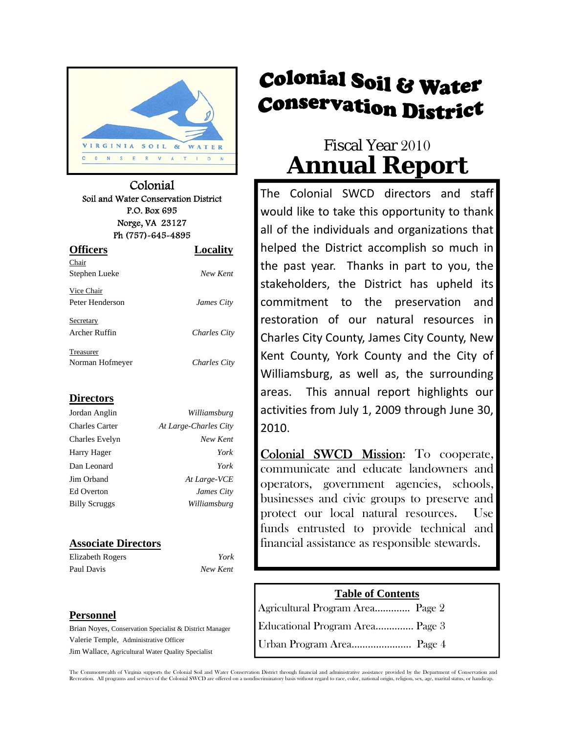# Colonial Soil & Water Conservation District

## Fiscal Year 2010
# Annual Report

The Colonial SWCD directors and staff would like to take this opportunity to thank all of the individuals and organizations that helped the District accomplish so much in the past year. Thanks in part to you, the stakeholders, the District has upheld its commitment to the preservation and restoration of our natural resources in Charles City County, James City County, New Kent County, York County and the City of Williamsburg, as well as, the surrounding areas. This annual report highlights our activities from July 1, 2009 through June 30, 2010.

Colonial SWCD Mission: To cooperate, communicate and educate landowners and operators, government agencies, schools, businesses and civic groups to preserve and protect our local natural resources. Use funds entrusted to provide technical and financial assistance as responsible stewards.

VIRGINIA SOIL & WATER CONSERVATION

Colonial
Soil and Water Conservation District
P.O. Box 695
Norge, VA 23127
Ph (757)-645-4895

| Officers | Locality |
|---|---|
| Chair | |
| Stephen Lueke | *New Kent* |
| Vice Chair | |
| Peter Henderson | *James City* |
| Secretary | |
| Archer Ruffin | *Charles City* |
| Treasurer | |
| Norman Hofmeyer | *Charles City* |

**Directors**

| Name | Locality |
|---|---|
| Jordan Anglin | *Williamsburg* |
| Charles Carter | *At Large-Charles City* |
| Charles Evelyn | *New Kent* |
| Harry Hager | *York* |
| Dan Leonard | *York* |
| Jim Orband | *At Large-VCE* |
| Ed Overton | *James City* |
| Billy Scruggs | *Williamsburg* |

**Associate Directors**

| Name | Locality |
|---|---|
| Elizabeth Rogers | *York* |
| Paul Davis | *New Kent* |

**Personnel**

Brian Noyes, Conservation Specialist & District Manager
Valerie Temple, Administrative Officer
Jim Wallace, Agricultural Water Quality Specialist

**Table of Contents**

Agricultural Program Area............. Page 2
Educational Program Area.............. Page 3
Urban Program Area...................... Page 4

The Commonwealth of Virginia supports the Colonial Soil and Water Conservation District through financial and administrative assistance provided by the Department of Conservation and Recreation. All programs and services of the Colonial SWCD are offered on a nondiscriminatory basis without regard to race, color, national origin, religion, sex, age, marital status, or handicap.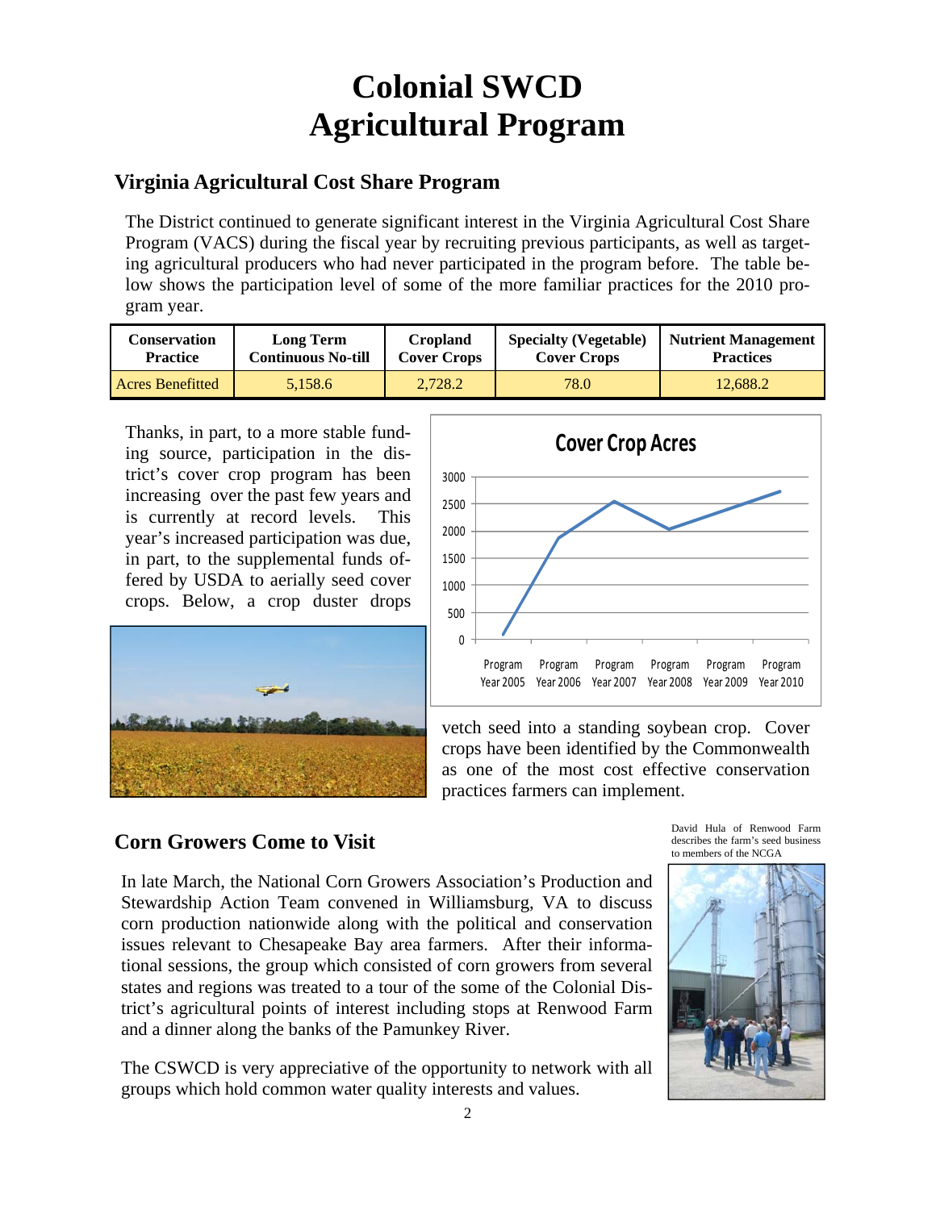# Colonial SWCD Agricultural Program

## Virginia Agricultural Cost Share Program

The District continued to generate significant interest in the Virginia Agricultural Cost Share Program (VACS) during the fiscal year by recruiting previous participants, as well as targeting agricultural producers who had never participated in the program before. The table below shows the participation level of some of the more familiar practices for the 2010 program year.

| Conservation Practice | Long Term Continuous No-till | Cropland Cover Crops | Specialty (Vegetable) Cover Crops | Nutrient Management Practices |
|---|---|---|---|---|
| Acres Benefitted | 5,158.6 | 2,728.2 | 78.0 | 12,688.2 |

Thanks, in part, to a more stable funding source, participation in the district's cover crop program has been increasing over the past few years and is currently at record levels. This year's increased participation was due, in part, to the supplemental funds offered by USDA to aerially seed cover crops. Below, a crop duster drops vetch seed into a standing soybean crop. Cover crops have been identified by the Commonwealth as one of the most cost effective conservation practices farmers can implement.

## Corn Growers Come to Visit

In late March, the National Corn Growers Association's Production and Stewardship Action Team convened in Williamsburg, VA to discuss corn production nationwide along with the political and conservation issues relevant to Chesapeake Bay area farmers. After their informational sessions, the group which consisted of corn growers from several states and regions was treated to a tour of the some of the Colonial District's agricultural points of interest including stops at Renwood Farm and a dinner along the banks of the Pamunkey River.

The CSWCD is very appreciative of the opportunity to network with all groups which hold common water quality interests and values.

David Hula of Renwood Farm describes the farm's seed business to members of the NCGA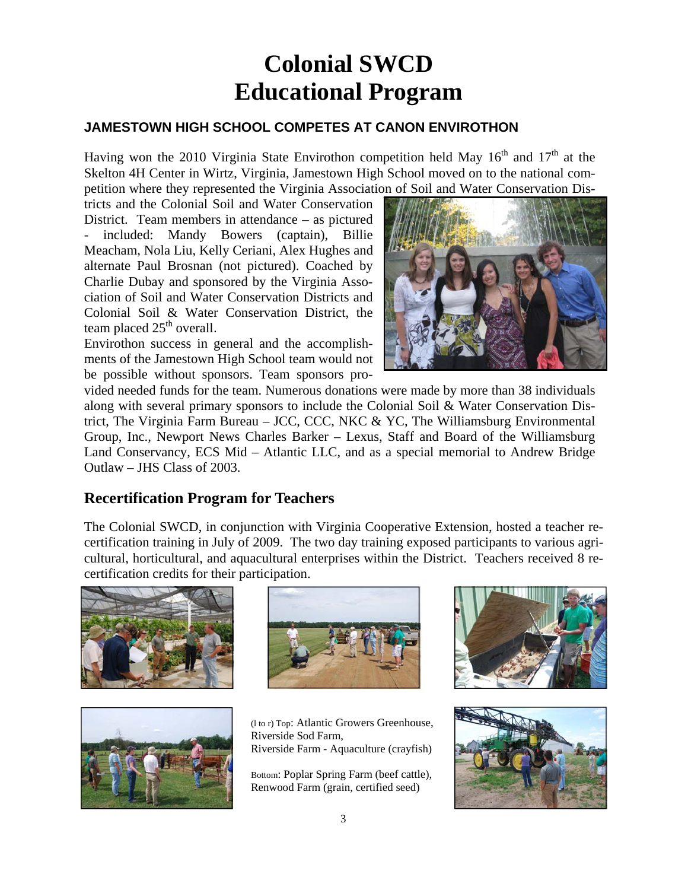# Colonial SWCD Educational Program

### JAMESTOWN HIGH SCHOOL COMPETES AT CANON ENVIROTHON

Having won the 2010 Virginia State Envirothon competition held May 16th and 17th at the Skelton 4H Center in Wirtz, Virginia, Jamestown High School moved on to the national competition where they represented the Virginia Association of Soil and Water Conservation Districts and the Colonial Soil and Water Conservation District. Team members in attendance – as pictured - included: Mandy Bowers (captain), Billie Meacham, Nola Liu, Kelly Ceriani, Alex Hughes and alternate Paul Brosnan (not pictured). Coached by Charlie Dubay and sponsored by the Virginia Association of Soil and Water Conservation Districts and Colonial Soil & Water Conservation District, the team placed 25th overall.

Envirothon success in general and the accomplishments of the Jamestown High School team would not be possible without sponsors. Team sponsors provided needed funds for the team. Numerous donations were made by more than 38 individuals along with several primary sponsors to include the Colonial Soil & Water Conservation District, The Virginia Farm Bureau – JCC, CCC, NKC & YC, The Williamsburg Environmental Group, Inc., Newport News Charles Barker – Lexus, Staff and Board of the Williamsburg Land Conservancy, ECS Mid – Atlantic LLC, and as a special memorial to Andrew Bridge Outlaw – JHS Class of 2003.

## Recertification Program for Teachers

The Colonial SWCD, in conjunction with Virginia Cooperative Extension, hosted a teacher recertification training in July of 2009. The two day training exposed participants to various agricultural, horticultural, and aquacultural enterprises within the District. Teachers received 8 recertification credits for their participation.

(l to r) Top: Atlantic Growers Greenhouse, Riverside Sod Farm, Riverside Farm - Aquaculture (crayfish)

Bottom: Poplar Spring Farm (beef cattle), Renwood Farm (grain, certified seed)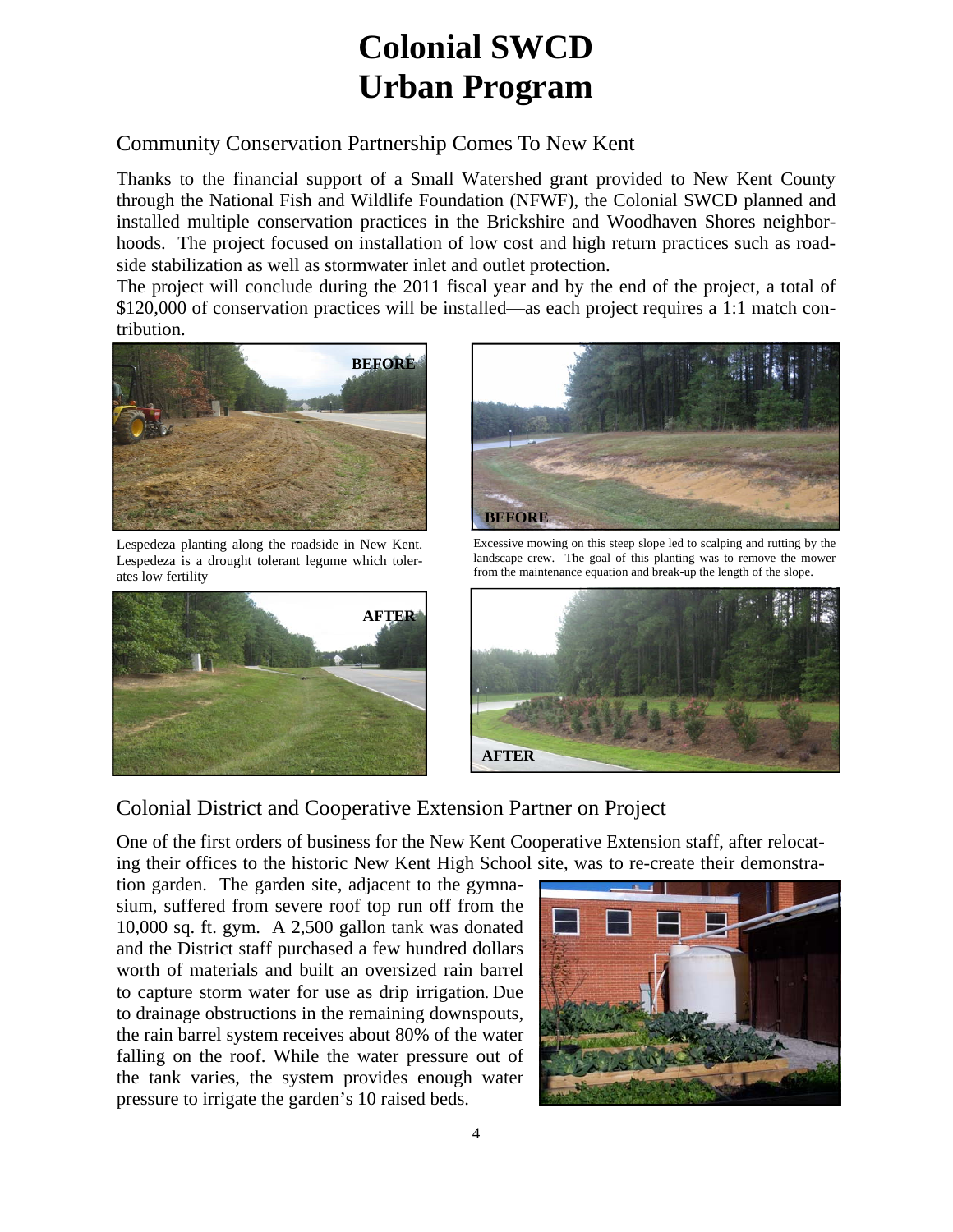# Colonial SWCD Urban Program

## Community Conservation Partnership Comes To New Kent

Thanks to the financial support of a Small Watershed grant provided to New Kent County through the National Fish and Wildlife Foundation (NFWF), the Colonial SWCD planned and installed multiple conservation practices in the Brickshire and Woodhaven Shores neighborhoods. The project focused on installation of low cost and high return practices such as roadside stabilization as well as stormwater inlet and outlet protection.

The project will conclude during the 2011 fiscal year and by the end of the project, a total of $120,000 of conservation practices will be installed—as each project requires a 1:1 match contribution.

Lespedeza planting along the roadside in New Kent. Lespedeza is a drought tolerant legume which tolerates low fertility

Excessive mowing on this steep slope led to scalping and rutting by the landscape crew. The goal of this planting was to remove the mower from the maintenance equation and break-up the length of the slope.

## Colonial District and Cooperative Extension Partner on Project

One of the first orders of business for the New Kent Cooperative Extension staff, after relocating their offices to the historic New Kent High School site, was to re-create their demonstration garden. The garden site, adjacent to the gymnasium, suffered from severe roof top run off from the 10,000 sq. ft. gym. A 2,500 gallon tank was donated and the District staff purchased a few hundred dollars worth of materials and built an oversized rain barrel to capture storm water for use as drip irrigation. Due to drainage obstructions in the remaining downspouts, the rain barrel system receives about 80% of the water falling on the roof. While the water pressure out of the tank varies, the system provides enough water pressure to irrigate the garden's 10 raised beds.